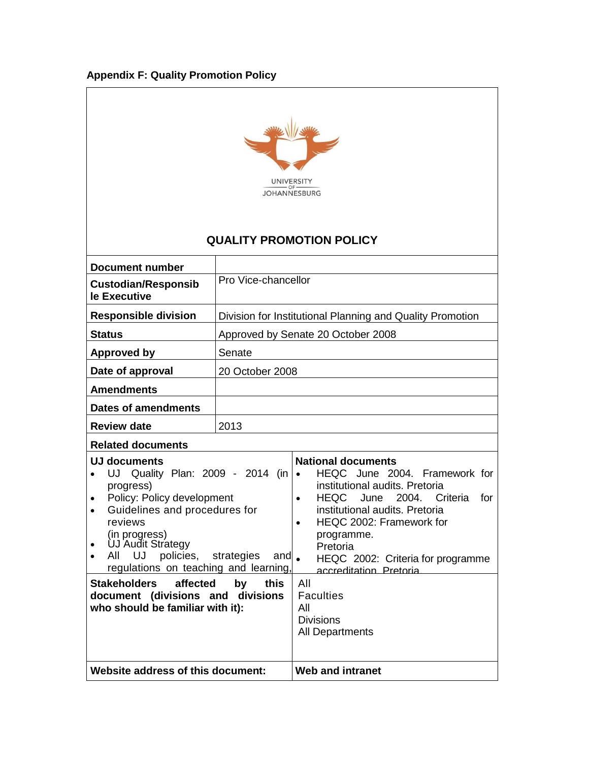**Appendix F: Quality Promotion Policy**

UNIVERSITY OF JOHANNESBURG

## QUALITY PROMOTION POLICY

| | |
|---|---|
| **Document number** | |
| **Custodian/Responsible Executive** | Pro Vice-chancellor |
| **Responsible division** | Division for Institutional Planning and Quality Promotion |
| **Status** | Approved by Senate 20 October 2008 |
| **Approved by** | Senate |
| **Date of approval** | 20 October 2008 |
| **Amendments** | |
| **Dates of amendments** | |
| **Review date** | 2013 |

**Related documents**

| **UJ documents** | **National documents** |
|---|---|
| • UJ Quality Plan: 2009 - 2014 (in progress)<br>• Policy: Policy development<br>• Guidelines and procedures for reviews (in progress)<br>• UJ Audit Strategy<br>• All UJ policies, strategies and regulations on teaching and learning, | • HEQC June 2004. Framework for institutional audits. Pretoria<br>• HEQC June 2004. Criteria for institutional audits. Pretoria<br>• HEQC 2002: Framework for programme. Pretoria<br>• HEQC 2002: Criteria for programme accreditation. Pretoria. |
| **Stakeholders affected by this document (divisions and divisions who should be familiar with it):** | All Faculties<br>All Divisions<br>All Departments |
| **Website address of this document:** | **Web and intranet** |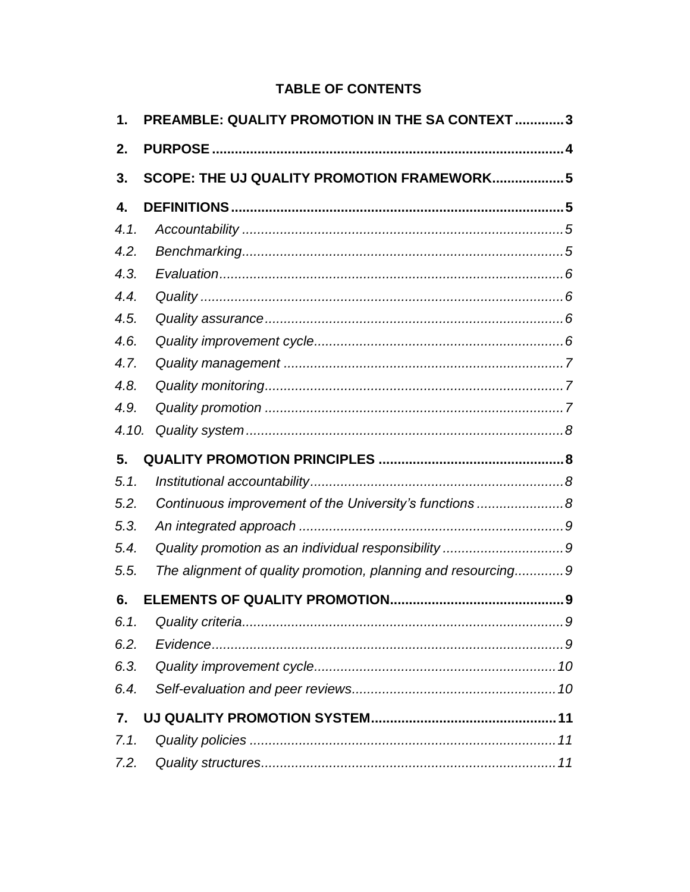**TABLE OF CONTENTS**

**1. PREAMBLE: QUALITY PROMOTION IN THE SA CONTEXT ............. 3**

**2. PURPOSE ............................................................................................ 4**

**3. SCOPE: THE UJ QUALITY PROMOTION FRAMEWORK................... 5**

**4. DEFINITIONS ....................................................................................... 5**

*4.1. Accountability ..................................................................................... 5*

*4.2. Benchmarking...................................................................................... 5*

*4.3. Evaluation............................................................................................ 6*

*4.4. Quality ................................................................................................. 6*

*4.5. Quality assurance................................................................................ 6*

*4.6. Quality improvement cycle.................................................................. 6*

*4.7. Quality management ........................................................................... 7*

*4.8. Quality monitoring................................................................................ 7*

*4.9. Quality promotion ................................................................................ 7*

*4.10. Quality system .................................................................................... 8*

**5. QUALITY PROMOTION PRINCIPLES ................................................. 8**

*5.1. Institutional accountability.................................................................... 8*

*5.2. Continuous improvement of the University's functions ....................... 8*

*5.3. An integrated approach ....................................................................... 9*

*5.4. Quality promotion as an individual responsibility ................................ 9*

*5.5. The alignment of quality promotion, planning and resourcing............. 9*

**6. ELEMENTS OF QUALITY PROMOTION.............................................. 9**

*6.1. Quality criteria...................................................................................... 9*

*6.2. Evidence.............................................................................................. 9*

*6.3. Quality improvement cycle................................................................. 10*

*6.4. Self-evaluation and peer reviews....................................................... 10*

**7. UJ QUALITY PROMOTION SYSTEM................................................. 11**

*7.1. Quality policies .................................................................................. 11*

*7.2. Quality structures............................................................................... 11*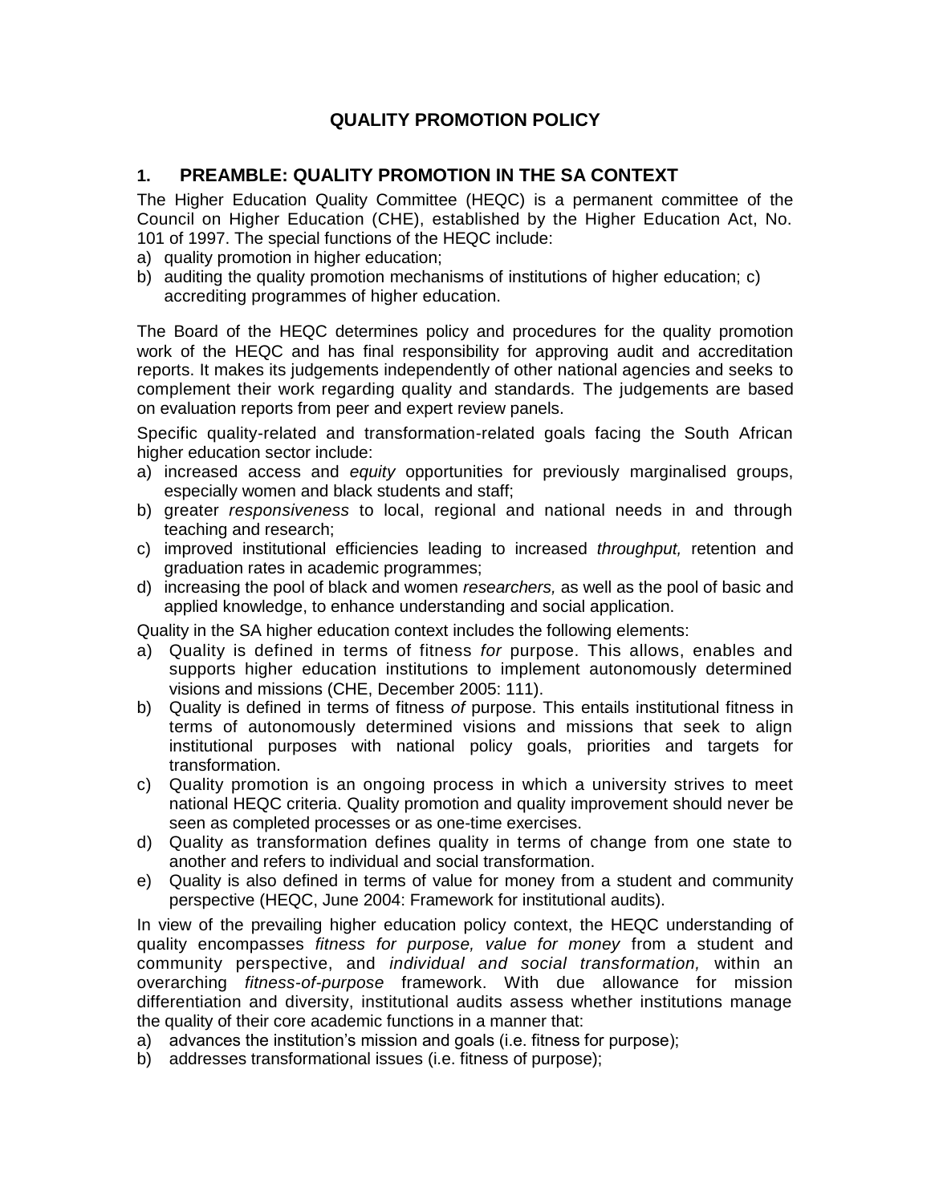# QUALITY PROMOTION POLICY

## 1. PREAMBLE: QUALITY PROMOTION IN THE SA CONTEXT

The Higher Education Quality Committee (HEQC) is a permanent committee of the Council on Higher Education (CHE), established by the Higher Education Act, No. 101 of 1997. The special functions of the HEQC include:

a) quality promotion in higher education;
b) auditing the quality promotion mechanisms of institutions of higher education; c) accrediting programmes of higher education.

The Board of the HEQC determines policy and procedures for the quality promotion work of the HEQC and has final responsibility for approving audit and accreditation reports. It makes its judgements independently of other national agencies and seeks to complement their work regarding quality and standards. The judgements are based on evaluation reports from peer and expert review panels.

Specific quality-related and transformation-related goals facing the South African higher education sector include:

a) increased access and *equity* opportunities for previously marginalised groups, especially women and black students and staff;
b) greater *responsiveness* to local, regional and national needs in and through teaching and research;
c) improved institutional efficiencies leading to increased *throughput,* retention and graduation rates in academic programmes;
d) increasing the pool of black and women *researchers,* as well as the pool of basic and applied knowledge, to enhance understanding and social application.

Quality in the SA higher education context includes the following elements:

a) Quality is defined in terms of fitness *for* purpose. This allows, enables and supports higher education institutions to implement autonomously determined visions and missions (CHE, December 2005: 111).
b) Quality is defined in terms of fitness *of* purpose. This entails institutional fitness in terms of autonomously determined visions and missions that seek to align institutional purposes with national policy goals, priorities and targets for transformation.
c) Quality promotion is an ongoing process in which a university strives to meet national HEQC criteria. Quality promotion and quality improvement should never be seen as completed processes or as one-time exercises.
d) Quality as transformation defines quality in terms of change from one state to another and refers to individual and social transformation.
e) Quality is also defined in terms of value for money from a student and community perspective (HEQC, June 2004: Framework for institutional audits).

In view of the prevailing higher education policy context, the HEQC understanding of quality encompasses *fitness for purpose, value for money* from a student and community perspective, and *individual and social transformation,* within an overarching *fitness-of-purpose* framework. With due allowance for mission differentiation and diversity, institutional audits assess whether institutions manage the quality of their core academic functions in a manner that:

a) advances the institution's mission and goals (i.e. fitness for purpose);
b) addresses transformational issues (i.e. fitness of purpose);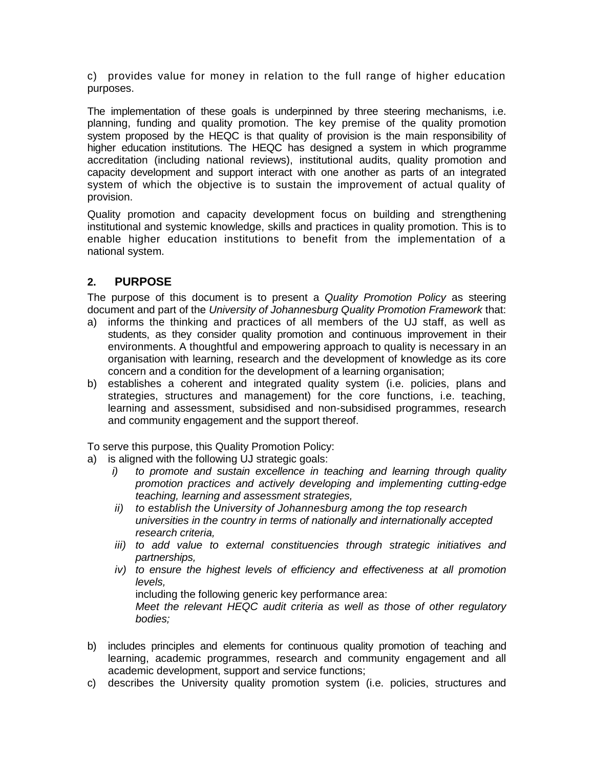c) provides value for money in relation to the full range of higher education purposes.

The implementation of these goals is underpinned by three steering mechanisms, i.e. planning, funding and quality promotion. The key premise of the quality promotion system proposed by the HEQC is that quality of provision is the main responsibility of higher education institutions. The HEQC has designed a system in which programme accreditation (including national reviews), institutional audits, quality promotion and capacity development and support interact with one another as parts of an integrated system of which the objective is to sustain the improvement of actual quality of provision.

Quality promotion and capacity development focus on building and strengthening institutional and systemic knowledge, skills and practices in quality promotion. This is to enable higher education institutions to benefit from the implementation of a national system.

## 2. PURPOSE

The purpose of this document is to present a *Quality Promotion Policy* as steering document and part of the *University of Johannesburg Quality Promotion Framework* that:

a) informs the thinking and practices of all members of the UJ staff, as well as students, as they consider quality promotion and continuous improvement in their environments. A thoughtful and empowering approach to quality is necessary in an organisation with learning, research and the development of knowledge as its core concern and a condition for the development of a learning organisation;
b) establishes a coherent and integrated quality system (i.e. policies, plans and strategies, structures and management) for the core functions, i.e. teaching, learning and assessment, subsidised and non-subsidised programmes, research and community engagement and the support thereof.

To serve this purpose, this Quality Promotion Policy:

a) is aligned with the following UJ strategic goals:
   - *i) to promote and sustain excellence in teaching and learning through quality promotion practices and actively developing and implementing cutting-edge teaching, learning and assessment strategies,*
   - *ii) to establish the University of Johannesburg among the top research universities in the country in terms of nationally and internationally accepted research criteria,*
   - *iii) to add value to external constituencies through strategic initiatives and partnerships,*
   - *iv) to ensure the highest levels of efficiency and effectiveness at all promotion levels,*

     including the following generic key performance area:
     *Meet the relevant HEQC audit criteria as well as those of other regulatory bodies;*

b) includes principles and elements for continuous quality promotion of teaching and learning, academic programmes, research and community engagement and all academic development, support and service functions;
c) describes the University quality promotion system (i.e. policies, structures and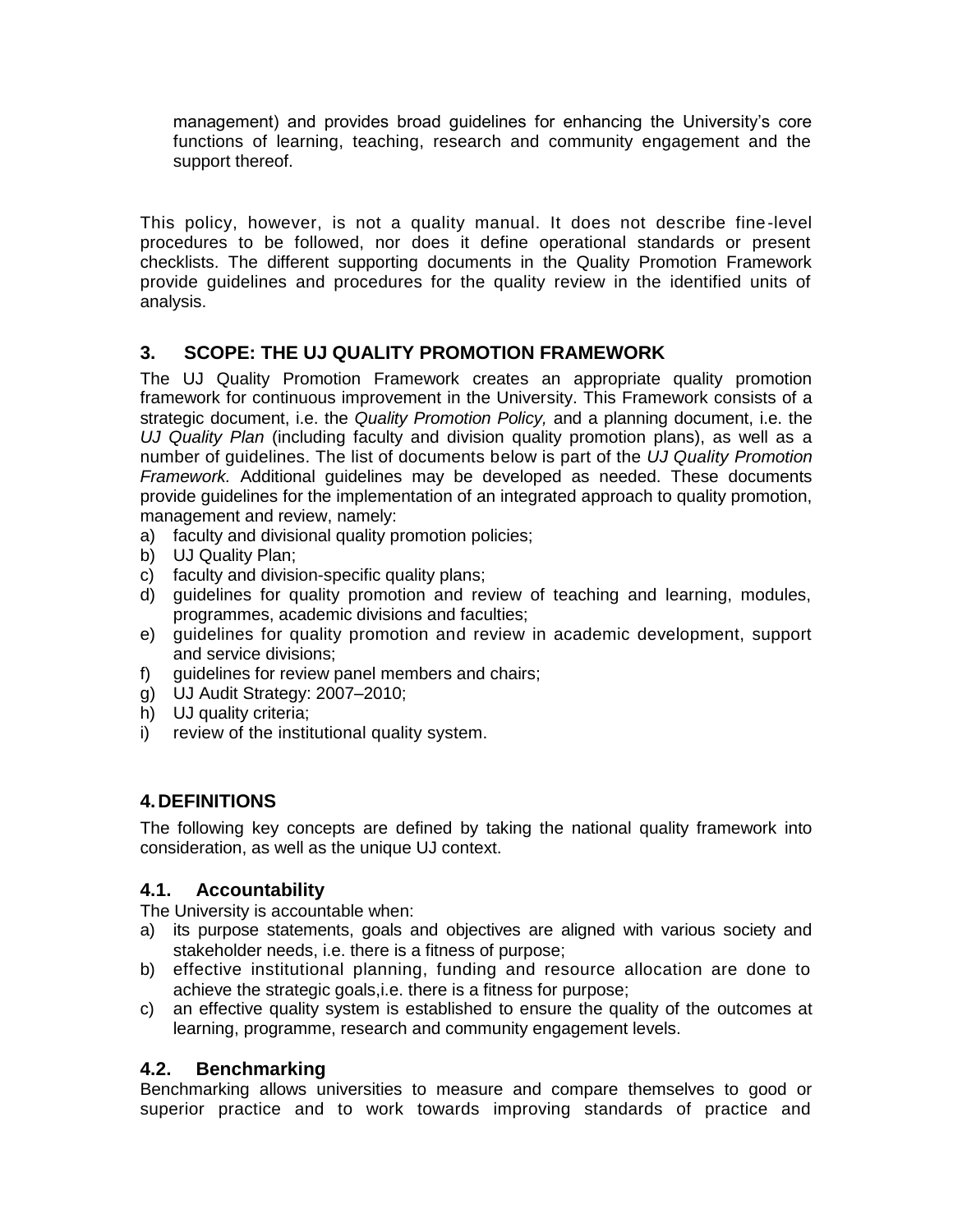management) and provides broad guidelines for enhancing the University's core functions of learning, teaching, research and community engagement and the support thereof.

This policy, however, is not a quality manual. It does not describe fine-level procedures to be followed, nor does it define operational standards or present checklists. The different supporting documents in the Quality Promotion Framework provide guidelines and procedures for the quality review in the identified units of analysis.

## 3. SCOPE: THE UJ QUALITY PROMOTION FRAMEWORK

The UJ Quality Promotion Framework creates an appropriate quality promotion framework for continuous improvement in the University. This Framework consists of a strategic document, i.e. the *Quality Promotion Policy,* and a planning document, i.e. the *UJ Quality Plan* (including faculty and division quality promotion plans), as well as a number of guidelines. The list of documents below is part of the *UJ Quality Promotion Framework.* Additional guidelines may be developed as needed. These documents provide guidelines for the implementation of an integrated approach to quality promotion, management and review, namely:

a) faculty and divisional quality promotion policies;
b) UJ Quality Plan;
c) faculty and division-specific quality plans;
d) guidelines for quality promotion and review of teaching and learning, modules, programmes, academic divisions and faculties;
e) guidelines for quality promotion and review in academic development, support and service divisions;
f) guidelines for review panel members and chairs;
g) UJ Audit Strategy: 2007–2010;
h) UJ quality criteria;
i) review of the institutional quality system.

## 4. DEFINITIONS

The following key concepts are defined by taking the national quality framework into consideration, as well as the unique UJ context.

### 4.1. Accountability

The University is accountable when:

a) its purpose statements, goals and objectives are aligned with various society and stakeholder needs, i.e. there is a fitness of purpose;
b) effective institutional planning, funding and resource allocation are done to achieve the strategic goals,i.e. there is a fitness for purpose;
c) an effective quality system is established to ensure the quality of the outcomes at learning, programme, research and community engagement levels.

### 4.2. Benchmarking

Benchmarking allows universities to measure and compare themselves to good or superior practice and to work towards improving standards of practice and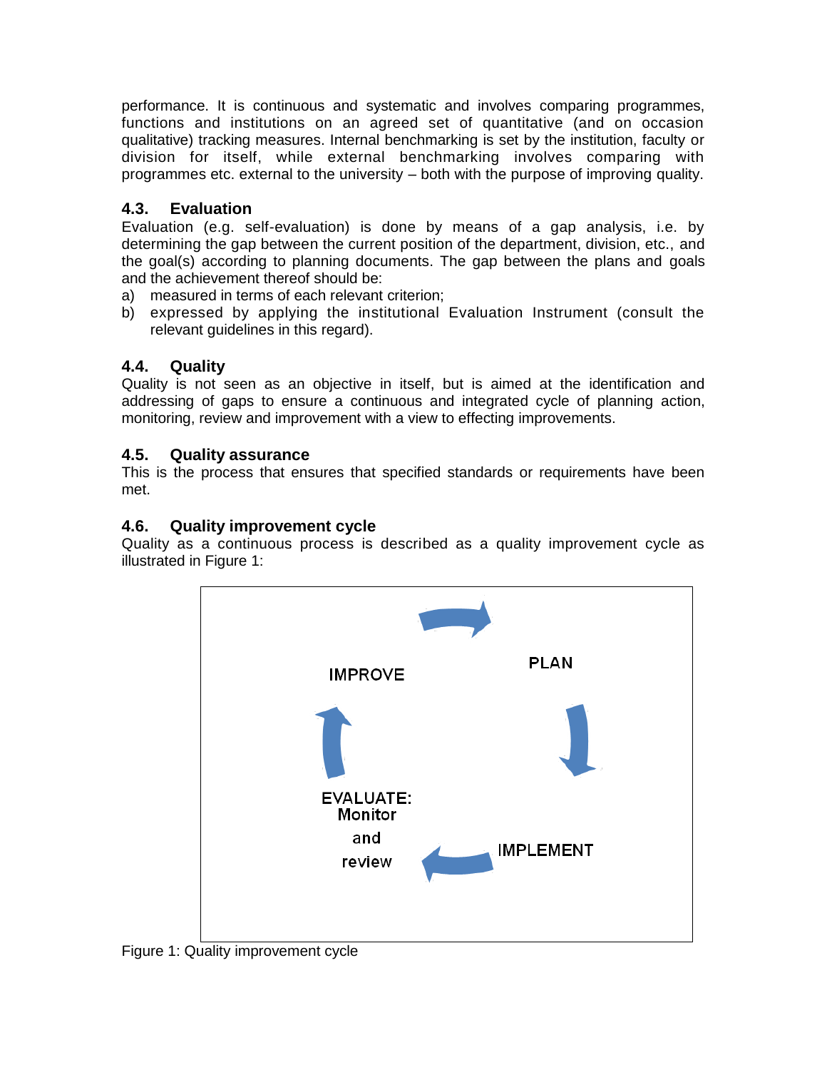performance. It is continuous and systematic and involves comparing programmes, functions and institutions on an agreed set of quantitative (and on occasion qualitative) tracking measures. Internal benchmarking is set by the institution, faculty or division for itself, while external benchmarking involves comparing with programmes etc. external to the university – both with the purpose of improving quality.

### 4.3. Evaluation

Evaluation (e.g. self-evaluation) is done by means of a gap analysis, i.e. by determining the gap between the current position of the department, division, etc., and the goal(s) according to planning documents. The gap between the plans and goals and the achievement thereof should be:

a) measured in terms of each relevant criterion;
b) expressed by applying the institutional Evaluation Instrument (consult the relevant guidelines in this regard).

### 4.4. Quality

Quality is not seen as an objective in itself, but is aimed at the identification and addressing of gaps to ensure a continuous and integrated cycle of planning action, monitoring, review and improvement with a view to effecting improvements.

### 4.5. Quality assurance

This is the process that ensures that specified standards or requirements have been met.

### 4.6. Quality improvement cycle

Quality as a continuous process is described as a quality improvement cycle as illustrated in Figure 1:

IMPROVE → PLAN → IMPLEMENT → EVALUATE: Monitor and review → IMPROVE

Figure 1: Quality improvement cycle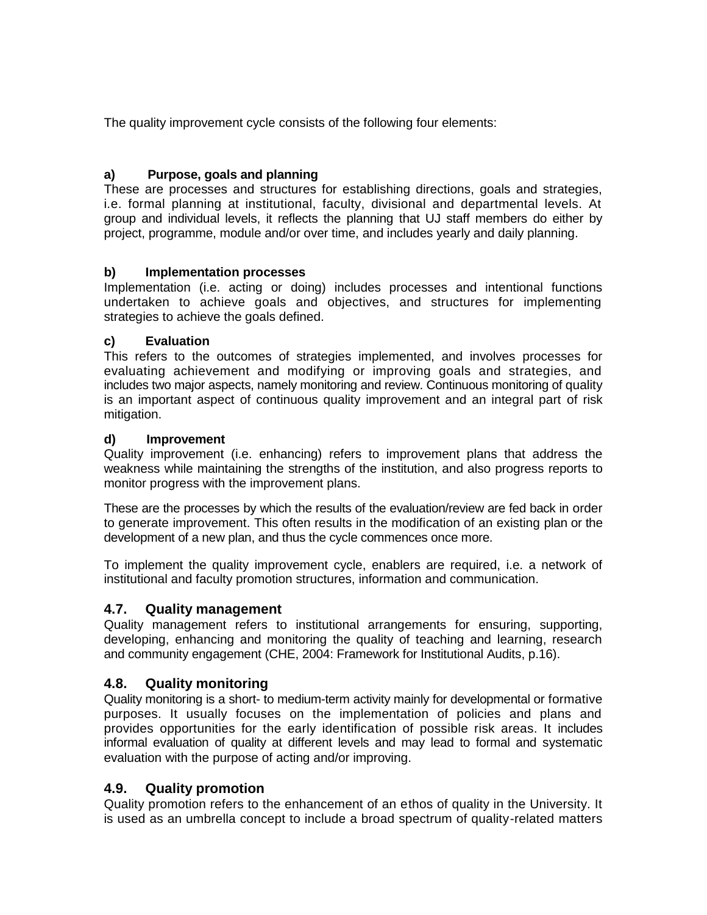The quality improvement cycle consists of the following four elements:

**a) Purpose, goals and planning**

These are processes and structures for establishing directions, goals and strategies, i.e. formal planning at institutional, faculty, divisional and departmental levels. At group and individual levels, it reflects the planning that UJ staff members do either by project, programme, module and/or over time, and includes yearly and daily planning.

**b) Implementation processes**

Implementation (i.e. acting or doing) includes processes and intentional functions undertaken to achieve goals and objectives, and structures for implementing strategies to achieve the goals defined.

**c) Evaluation**

This refers to the outcomes of strategies implemented, and involves processes for evaluating achievement and modifying or improving goals and strategies, and includes two major aspects, namely monitoring and review. Continuous monitoring of quality is an important aspect of continuous quality improvement and an integral part of risk mitigation.

**d) Improvement**

Quality improvement (i.e. enhancing) refers to improvement plans that address the weakness while maintaining the strengths of the institution, and also progress reports to monitor progress with the improvement plans.

These are the processes by which the results of the evaluation/review are fed back in order to generate improvement. This often results in the modification of an existing plan or the development of a new plan, and thus the cycle commences once more.

To implement the quality improvement cycle, enablers are required, i.e. a network of institutional and faculty promotion structures, information and communication.

## 4.7. Quality management

Quality management refers to institutional arrangements for ensuring, supporting, developing, enhancing and monitoring the quality of teaching and learning, research and community engagement (CHE, 2004: Framework for Institutional Audits, p.16).

## 4.8. Quality monitoring

Quality monitoring is a short- to medium-term activity mainly for developmental or formative purposes. It usually focuses on the implementation of policies and plans and provides opportunities for the early identification of possible risk areas. It includes informal evaluation of quality at different levels and may lead to formal and systematic evaluation with the purpose of acting and/or improving.

## 4.9. Quality promotion

Quality promotion refers to the enhancement of an ethos of quality in the University. It is used as an umbrella concept to include a broad spectrum of quality-related matters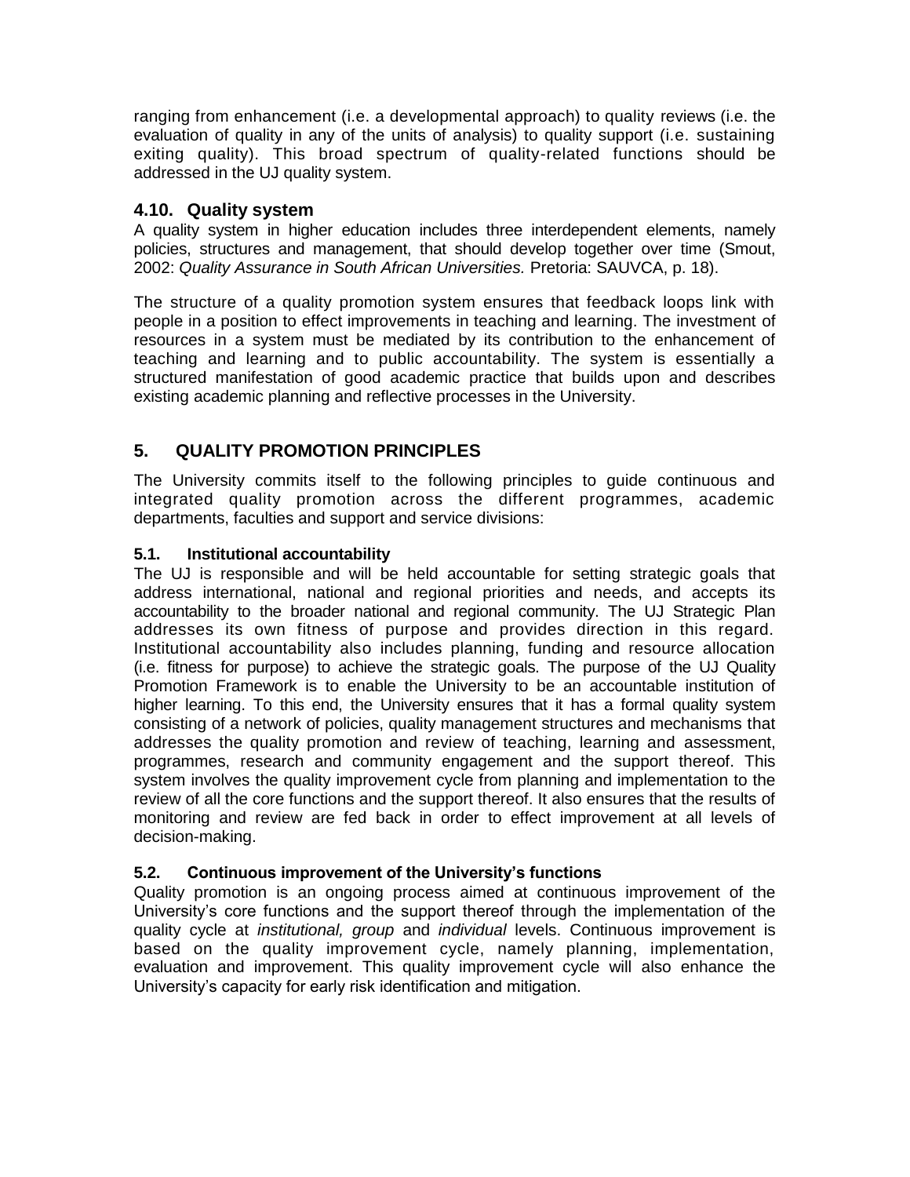ranging from enhancement (i.e. a developmental approach) to quality reviews (i.e. the evaluation of quality in any of the units of analysis) to quality support (i.e. sustaining exiting quality). This broad spectrum of quality-related functions should be addressed in the UJ quality system.

### 4.10. Quality system

A quality system in higher education includes three interdependent elements, namely policies, structures and management, that should develop together over time (Smout, 2002: *Quality Assurance in South African Universities.* Pretoria: SAUVCA, p. 18).

The structure of a quality promotion system ensures that feedback loops link with people in a position to effect improvements in teaching and learning. The investment of resources in a system must be mediated by its contribution to the enhancement of teaching and learning and to public accountability. The system is essentially a structured manifestation of good academic practice that builds upon and describes existing academic planning and reflective processes in the University.

## 5. QUALITY PROMOTION PRINCIPLES

The University commits itself to the following principles to guide continuous and integrated quality promotion across the different programmes, academic departments, faculties and support and service divisions:

#### 5.1. Institutional accountability

The UJ is responsible and will be held accountable for setting strategic goals that address international, national and regional priorities and needs, and accepts its accountability to the broader national and regional community. The UJ Strategic Plan addresses its own fitness of purpose and provides direction in this regard. Institutional accountability also includes planning, funding and resource allocation (i.e. fitness for purpose) to achieve the strategic goals. The purpose of the UJ Quality Promotion Framework is to enable the University to be an accountable institution of higher learning. To this end, the University ensures that it has a formal quality system consisting of a network of policies, quality management structures and mechanisms that addresses the quality promotion and review of teaching, learning and assessment, programmes, research and community engagement and the support thereof. This system involves the quality improvement cycle from planning and implementation to the review of all the core functions and the support thereof. It also ensures that the results of monitoring and review are fed back in order to effect improvement at all levels of decision-making.

#### 5.2. Continuous improvement of the University's functions

Quality promotion is an ongoing process aimed at continuous improvement of the University's core functions and the support thereof through the implementation of the quality cycle at *institutional, group* and *individual* levels. Continuous improvement is based on the quality improvement cycle, namely planning, implementation, evaluation and improvement. This quality improvement cycle will also enhance the University's capacity for early risk identification and mitigation.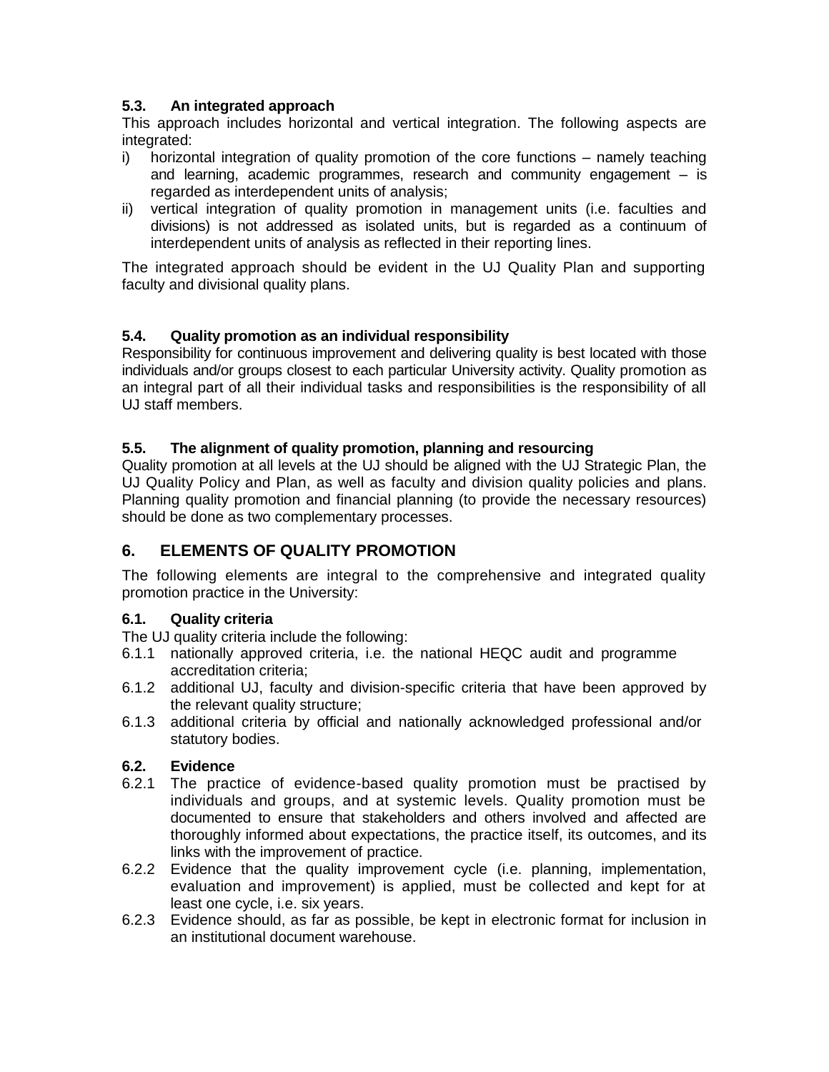### 5.3. An integrated approach

This approach includes horizontal and vertical integration. The following aspects are integrated:

i) horizontal integration of quality promotion of the core functions – namely teaching and learning, academic programmes, research and community engagement – is regarded as interdependent units of analysis;
ii) vertical integration of quality promotion in management units (i.e. faculties and divisions) is not addressed as isolated units, but is regarded as a continuum of interdependent units of analysis as reflected in their reporting lines.

The integrated approach should be evident in the UJ Quality Plan and supporting faculty and divisional quality plans.

### 5.4. Quality promotion as an individual responsibility

Responsibility for continuous improvement and delivering quality is best located with those individuals and/or groups closest to each particular University activity. Quality promotion as an integral part of all their individual tasks and responsibilities is the responsibility of all UJ staff members.

### 5.5. The alignment of quality promotion, planning and resourcing

Quality promotion at all levels at the UJ should be aligned with the UJ Strategic Plan, the UJ Quality Policy and Plan, as well as faculty and division quality policies and plans. Planning quality promotion and financial planning (to provide the necessary resources) should be done as two complementary processes.

## 6. ELEMENTS OF QUALITY PROMOTION

The following elements are integral to the comprehensive and integrated quality promotion practice in the University:

### 6.1. Quality criteria

The UJ quality criteria include the following:

6.1.1 nationally approved criteria, i.e. the national HEQC audit and programme accreditation criteria;
6.1.2 additional UJ, faculty and division-specific criteria that have been approved by the relevant quality structure;
6.1.3 additional criteria by official and nationally acknowledged professional and/or statutory bodies.

### 6.2. Evidence

6.2.1 The practice of evidence-based quality promotion must be practised by individuals and groups, and at systemic levels. Quality promotion must be documented to ensure that stakeholders and others involved and affected are thoroughly informed about expectations, the practice itself, its outcomes, and its links with the improvement of practice.
6.2.2 Evidence that the quality improvement cycle (i.e. planning, implementation, evaluation and improvement) is applied, must be collected and kept for at least one cycle, i.e. six years.
6.2.3 Evidence should, as far as possible, be kept in electronic format for inclusion in an institutional document warehouse.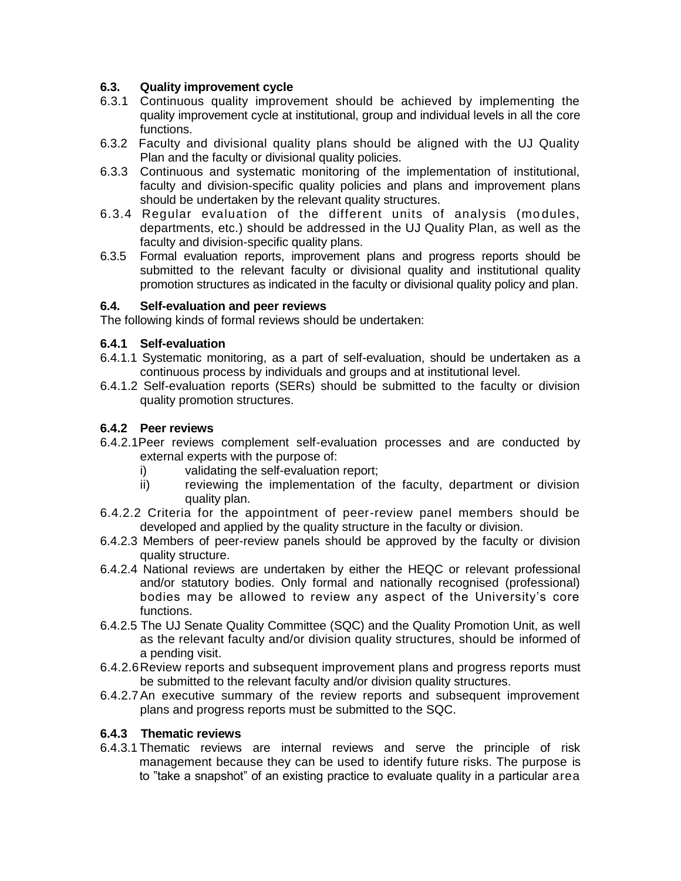### 6.3. Quality improvement cycle

6.3.1 Continuous quality improvement should be achieved by implementing the quality improvement cycle at institutional, group and individual levels in all the core functions.

6.3.2 Faculty and divisional quality plans should be aligned with the UJ Quality Plan and the faculty or divisional quality policies.

6.3.3 Continuous and systematic monitoring of the implementation of institutional, faculty and division-specific quality policies and plans and improvement plans should be undertaken by the relevant quality structures.

6.3.4 Regular evaluation of the different units of analysis (modules, departments, etc.) should be addressed in the UJ Quality Plan, as well as the faculty and division-specific quality plans.

6.3.5 Formal evaluation reports, improvement plans and progress reports should be submitted to the relevant faculty or divisional quality and institutional quality promotion structures as indicated in the faculty or divisional quality policy and plan.

### 6.4. Self-evaluation and peer reviews

The following kinds of formal reviews should be undertaken:

#### 6.4.1 Self-evaluation

6.4.1.1 Systematic monitoring, as a part of self-evaluation, should be undertaken as a continuous process by individuals and groups and at institutional level.

6.4.1.2 Self-evaluation reports (SERs) should be submitted to the faculty or division quality promotion structures.

#### 6.4.2 Peer reviews

6.4.2.1 Peer reviews complement self-evaluation processes and are conducted by external experts with the purpose of:

i) validating the self-evaluation report;

ii) reviewing the implementation of the faculty, department or division quality plan.

6.4.2.2 Criteria for the appointment of peer-review panel members should be developed and applied by the quality structure in the faculty or division.

6.4.2.3 Members of peer-review panels should be approved by the faculty or division quality structure.

6.4.2.4 National reviews are undertaken by either the HEQC or relevant professional and/or statutory bodies. Only formal and nationally recognised (professional) bodies may be allowed to review any aspect of the University's core functions.

6.4.2.5 The UJ Senate Quality Committee (SQC) and the Quality Promotion Unit, as well as the relevant faculty and/or division quality structures, should be informed of a pending visit.

6.4.2.6 Review reports and subsequent improvement plans and progress reports must be submitted to the relevant faculty and/or division quality structures.

6.4.2.7 An executive summary of the review reports and subsequent improvement plans and progress reports must be submitted to the SQC.

#### 6.4.3 Thematic reviews

6.4.3.1 Thematic reviews are internal reviews and serve the principle of risk management because they can be used to identify future risks. The purpose is to "take a snapshot" of an existing practice to evaluate quality in a particular area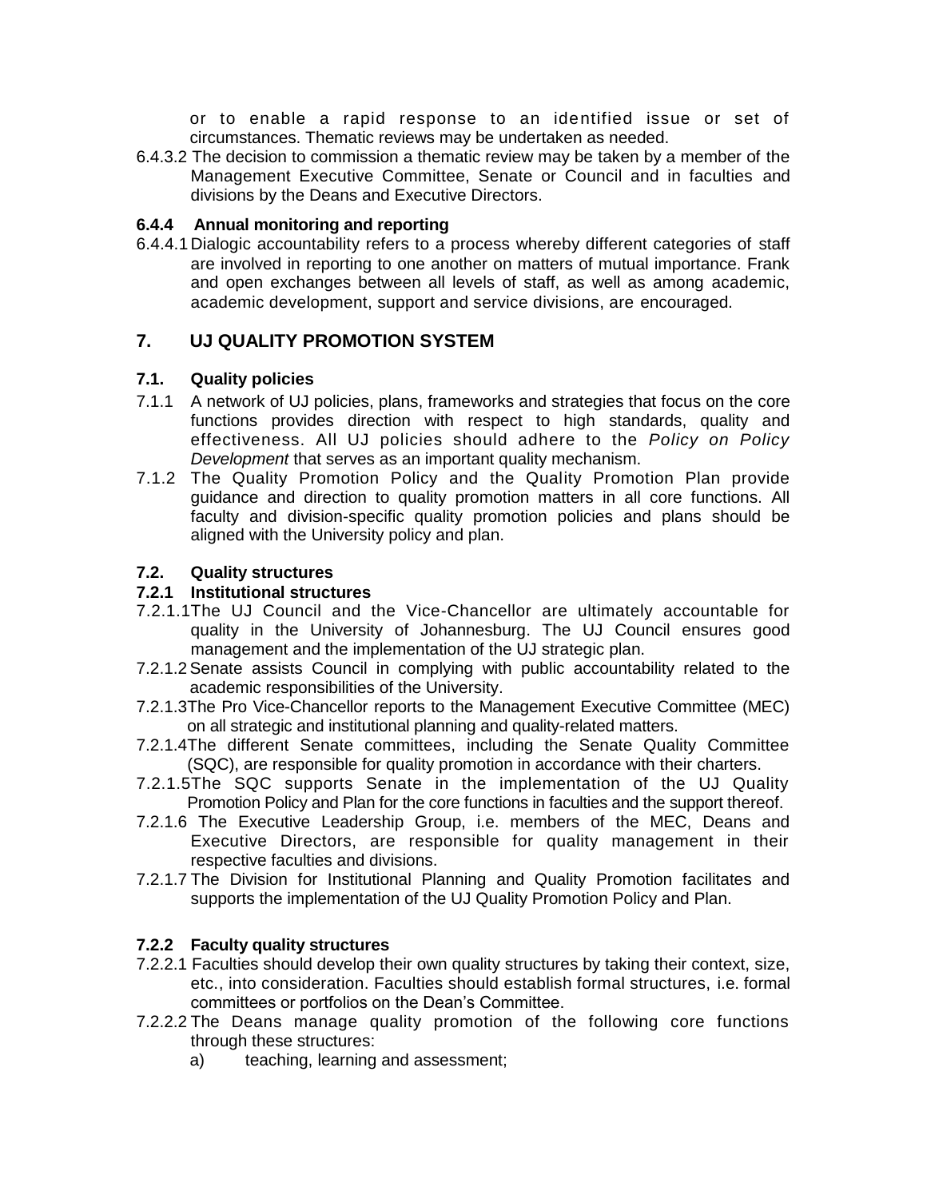or to enable a rapid response to an identified issue or set of circumstances. Thematic reviews may be undertaken as needed.

6.4.3.2 The decision to commission a thematic review may be taken by a member of the Management Executive Committee, Senate or Council and in faculties and divisions by the Deans and Executive Directors.

### 6.4.4 Annual monitoring and reporting

6.4.4.1 Dialogic accountability refers to a process whereby different categories of staff are involved in reporting to one another on matters of mutual importance. Frank and open exchanges between all levels of staff, as well as among academic, academic development, support and service divisions, are encouraged.

## 7. UJ QUALITY PROMOTION SYSTEM

### 7.1. Quality policies

7.1.1 A network of UJ policies, plans, frameworks and strategies that focus on the core functions provides direction with respect to high standards, quality and effectiveness. All UJ policies should adhere to the *Policy on Policy Development* that serves as an important quality mechanism.

7.1.2 The Quality Promotion Policy and the Quality Promotion Plan provide guidance and direction to quality promotion matters in all core functions. All faculty and division-specific quality promotion policies and plans should be aligned with the University policy and plan.

### 7.2. Quality structures

#### 7.2.1 Institutional structures

7.2.1.1 The UJ Council and the Vice-Chancellor are ultimately accountable for quality in the University of Johannesburg. The UJ Council ensures good management and the implementation of the UJ strategic plan.

7.2.1.2 Senate assists Council in complying with public accountability related to the academic responsibilities of the University.

7.2.1.3 The Pro Vice-Chancellor reports to the Management Executive Committee (MEC) on all strategic and institutional planning and quality-related matters.

7.2.1.4 The different Senate committees, including the Senate Quality Committee (SQC), are responsible for quality promotion in accordance with their charters.

7.2.1.5 The SQC supports Senate in the implementation of the UJ Quality Promotion Policy and Plan for the core functions in faculties and the support thereof.

7.2.1.6 The Executive Leadership Group, i.e. members of the MEC, Deans and Executive Directors, are responsible for quality management in their respective faculties and divisions.

7.2.1.7 The Division for Institutional Planning and Quality Promotion facilitates and supports the implementation of the UJ Quality Promotion Policy and Plan.

#### 7.2.2 Faculty quality structures

7.2.2.1 Faculties should develop their own quality structures by taking their context, size, etc., into consideration. Faculties should establish formal structures, i.e. formal committees or portfolios on the Dean's Committee.

7.2.2.2 The Deans manage quality promotion of the following core functions through these structures:

a) teaching, learning and assessment;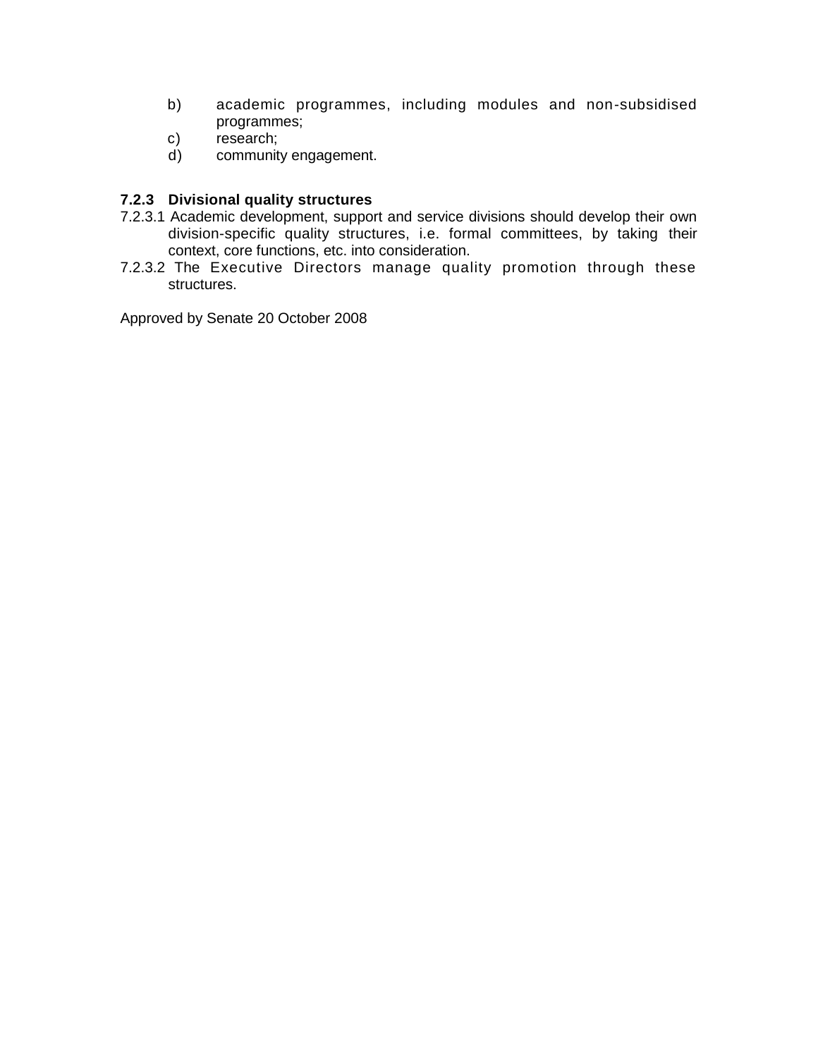b) academic programmes, including modules and non-subsidised programmes;
c) research;
d) community engagement.

#### 7.2.3 Divisional quality structures

7.2.3.1 Academic development, support and service divisions should develop their own division-specific quality structures, i.e. formal committees, by taking their context, core functions, etc. into consideration.

7.2.3.2 The Executive Directors manage quality promotion through these structures.

Approved by Senate 20 October 2008